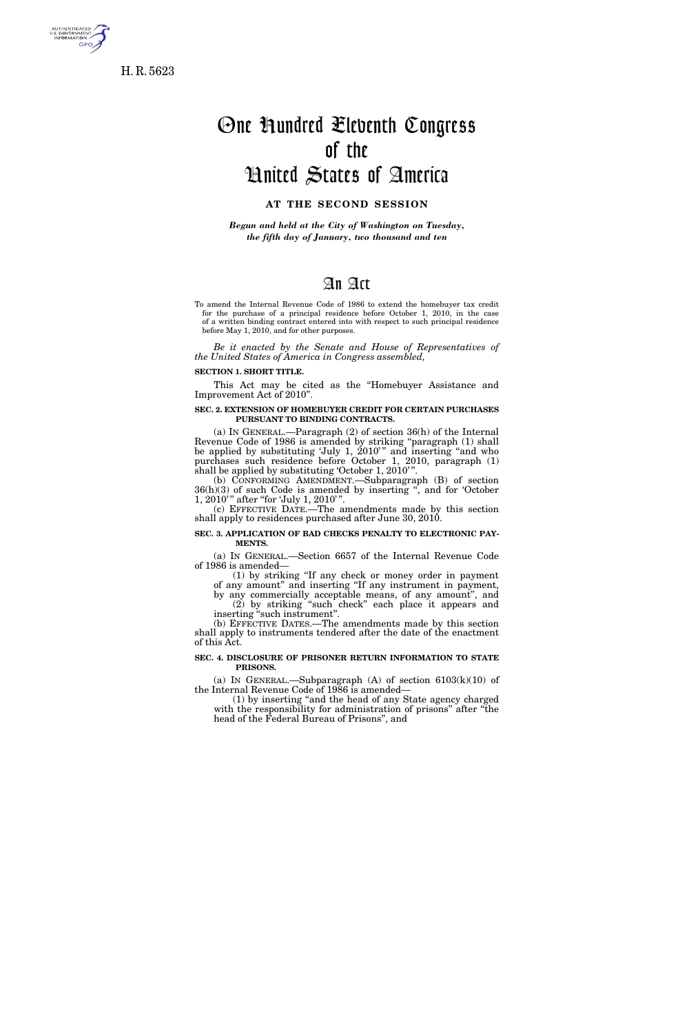H. R. 5623

# One Hundred Eleventh Congress of the United States of America

**AT THE SECOND SESSION**

*Begun and held at the City of Washington on Tuesday, the fifth day of January, two thousand and ten*

## An Act

To amend the Internal Revenue Code of 1986 to extend the homebuyer tax credit for the purchase of a principal residence before October 1, 2010, in the case of a written binding contract entered into with respect to such principal residence before May 1, 2010, and for other purposes.

*Be it enacted by the Senate and House of Representatives of the United States of America in Congress assembled,*

**SECTION 1. SHORT TITLE.**

This Act may be cited as the "Homebuyer Assistance and Improvement Act of 2010".

**SEC. 2. EXTENSION OF HOMEBUYER CREDIT FOR CERTAIN PURCHASES PURSUANT TO BINDING CONTRACTS.**

(a) IN GENERAL.—Paragraph (2) of section 36(h) of the Internal Revenue Code of 1986 is amended by striking "paragraph (1) shall be applied by substituting 'July 1, 2010'" and inserting "and who purchases such residence before October 1, 2010, paragraph (1) shall be applied by substituting 'October 1, 2010'".

(b) CONFORMING AMENDMENT.—Subparagraph (B) of section 36(h)(3) of such Code is amended by inserting ", and for 'October 1, 2010'" after "for 'July 1, 2010'".

(c) EFFECTIVE DATE.—The amendments made by this section shall apply to residences purchased after June 30, 2010.

**SEC. 3. APPLICATION OF BAD CHECKS PENALTY TO ELECTRONIC PAYMENTS.**

(a) IN GENERAL.—Section 6657 of the Internal Revenue Code of 1986 is amended—

(1) by striking "If any check or money order in payment of any amount" and inserting "If any instrument in payment, by any commercially acceptable means, of any amount", and

(2) by striking "such check" each place it appears and inserting "such instrument".

(b) EFFECTIVE DATES.—The amendments made by this section shall apply to instruments tendered after the date of the enactment of this Act.

**SEC. 4. DISCLOSURE OF PRISONER RETURN INFORMATION TO STATE PRISONS.**

(a) IN GENERAL.—Subparagraph (A) of section 6103(k)(10) of the Internal Revenue Code of 1986 is amended—

(1) by inserting "and the head of any State agency charged with the responsibility for administration of prisons" after "the head of the Federal Bureau of Prisons", and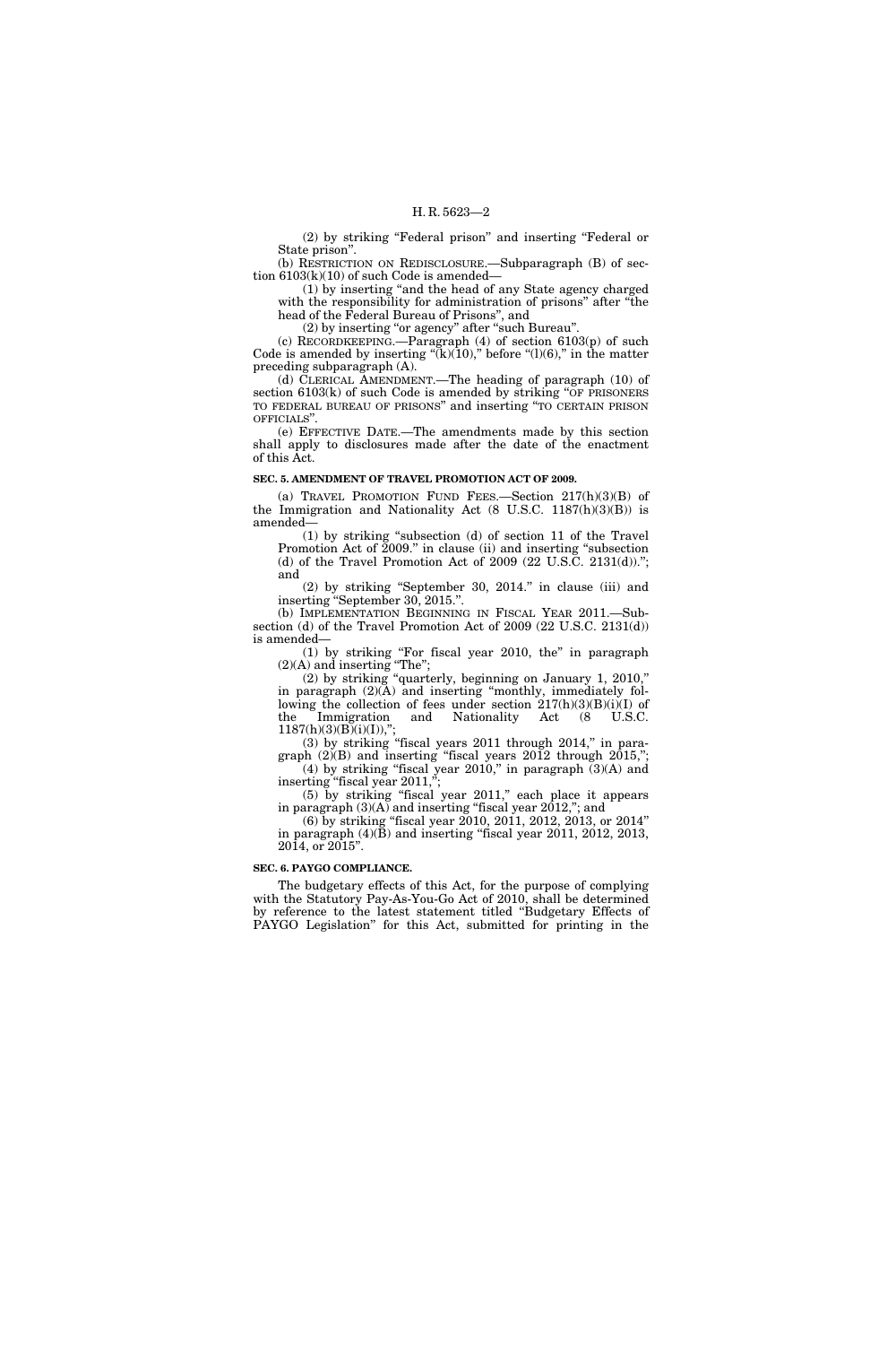(2) by striking "Federal prison" and inserting "Federal or State prison".

(b) RESTRICTION ON REDISCLOSURE.—Subparagraph (B) of section 6103(k)(10) of such Code is amended—

(1) by inserting "and the head of any State agency charged with the responsibility for administration of prisons" after "the head of the Federal Bureau of Prisons", and

(2) by inserting "or agency" after "such Bureau".

(c) RECORDKEEPING.—Paragraph (4) of section 6103(p) of such Code is amended by inserting "(k)(10)," before "(l)(6)," in the matter preceding subparagraph (A).

(d) CLERICAL AMENDMENT.—The heading of paragraph (10) of section 6103(k) of such Code is amended by striking "OF PRISONERS TO FEDERAL BUREAU OF PRISONS" and inserting "TO CERTAIN PRISON OFFICIALS".

(e) EFFECTIVE DATE.—The amendments made by this section shall apply to disclosures made after the date of the enactment of this Act.

**SEC. 5. AMENDMENT OF TRAVEL PROMOTION ACT OF 2009.**

(a) TRAVEL PROMOTION FUND FEES.—Section 217(h)(3)(B) of the Immigration and Nationality Act (8 U.S.C. 1187(h)(3)(B)) is amended—

(1) by striking "subsection (d) of section 11 of the Travel Promotion Act of 2009." in clause (ii) and inserting "subsection (d) of the Travel Promotion Act of 2009 (22 U.S.C. 2131(d))."; and

(2) by striking "September 30, 2014." in clause (iii) and inserting "September 30, 2015.".

(b) IMPLEMENTATION BEGINNING IN FISCAL YEAR 2011.—Subsection (d) of the Travel Promotion Act of 2009 (22 U.S.C. 2131(d)) is amended—

(1) by striking "For fiscal year 2010, the" in paragraph (2)(A) and inserting "The";

(2) by striking "quarterly, beginning on January 1, 2010," in paragraph (2)(A) and inserting "monthly, immediately following the collection of fees under section 217(h)(3)(B)(i)(I) of the Immigration and Nationality Act (8 U.S.C. 1187(h)(3)(B)(i)(I)),";

(3) by striking "fiscal years 2011 through 2014," in paragraph (2)(B) and inserting "fiscal years 2012 through 2015,";

(4) by striking "fiscal year 2010," in paragraph (3)(A) and inserting "fiscal year 2011,";

(5) by striking "fiscal year 2011," each place it appears in paragraph (3)(A) and inserting "fiscal year 2012,"; and

(6) by striking "fiscal year 2010, 2011, 2012, 2013, or 2014" in paragraph (4)(B) and inserting "fiscal year 2011, 2012, 2013, 2014, or 2015".

**SEC. 6. PAYGO COMPLIANCE.**

The budgetary effects of this Act, for the purpose of complying with the Statutory Pay-As-You-Go Act of 2010, shall be determined by reference to the latest statement titled "Budgetary Effects of PAYGO Legislation" for this Act, submitted for printing in the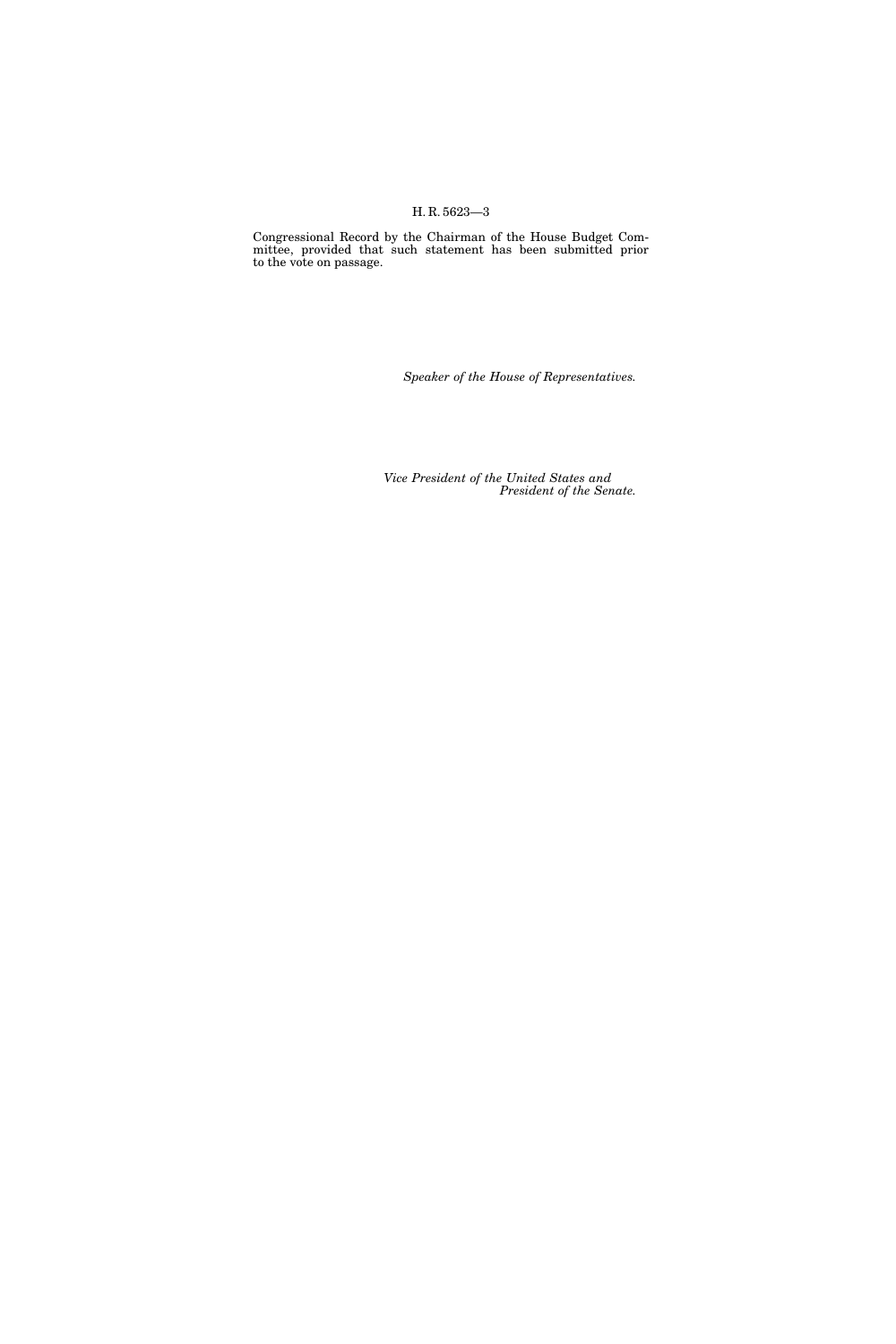Congressional Record by the Chairman of the House Budget Committee, provided that such statement has been submitted prior to the vote on passage.

*Speaker of the House of Representatives.*

*Vice President of the United States and President of the Senate.*